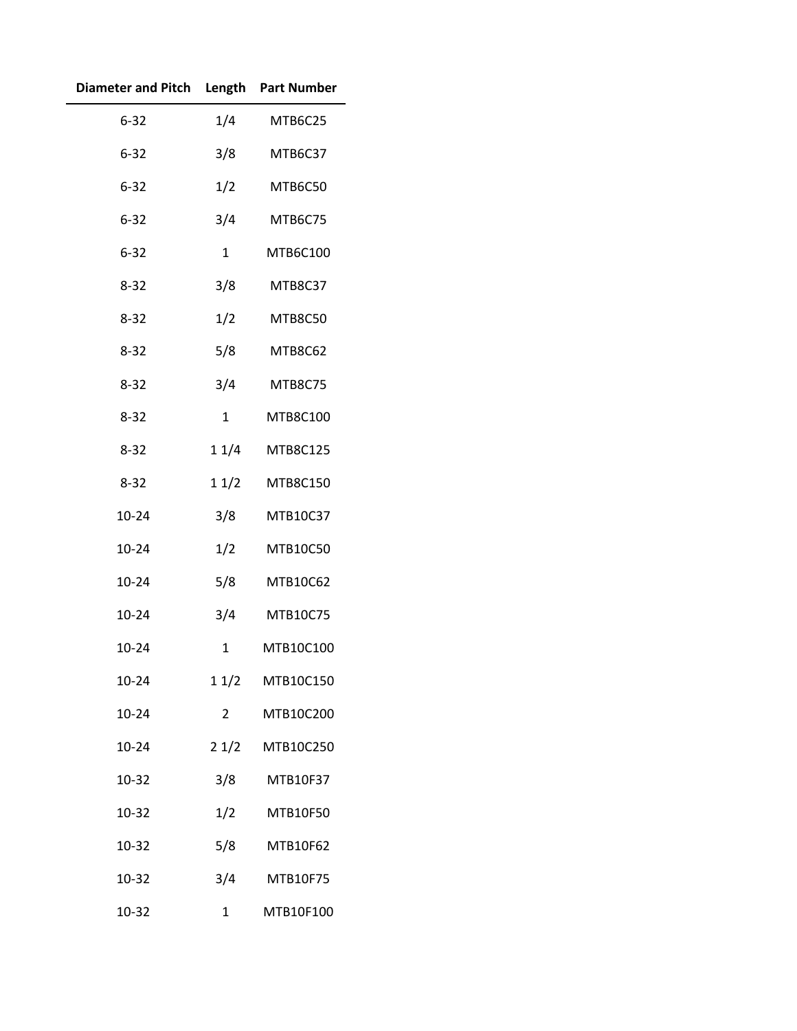| Diameter and Pitch | Length | Part Number |
|---|---|---|
| 6-32 | 1/4 | MTB6C25 |
| 6-32 | 3/8 | MTB6C37 |
| 6-32 | 1/2 | MTB6C50 |
| 6-32 | 3/4 | MTB6C75 |
| 6-32 | 1 | MTB6C100 |
| 8-32 | 3/8 | MTB8C37 |
| 8-32 | 1/2 | MTB8C50 |
| 8-32 | 5/8 | MTB8C62 |
| 8-32 | 3/4 | MTB8C75 |
| 8-32 | 1 | MTB8C100 |
| 8-32 | 1 1/4 | MTB8C125 |
| 8-32 | 1 1/2 | MTB8C150 |
| 10-24 | 3/8 | MTB10C37 |
| 10-24 | 1/2 | MTB10C50 |
| 10-24 | 5/8 | MTB10C62 |
| 10-24 | 3/4 | MTB10C75 |
| 10-24 | 1 | MTB10C100 |
| 10-24 | 1 1/2 | MTB10C150 |
| 10-24 | 2 | MTB10C200 |
| 10-24 | 2 1/2 | MTB10C250 |
| 10-32 | 3/8 | MTB10F37 |
| 10-32 | 1/2 | MTB10F50 |
| 10-32 | 5/8 | MTB10F62 |
| 10-32 | 3/4 | MTB10F75 |
| 10-32 | 1 | MTB10F100 |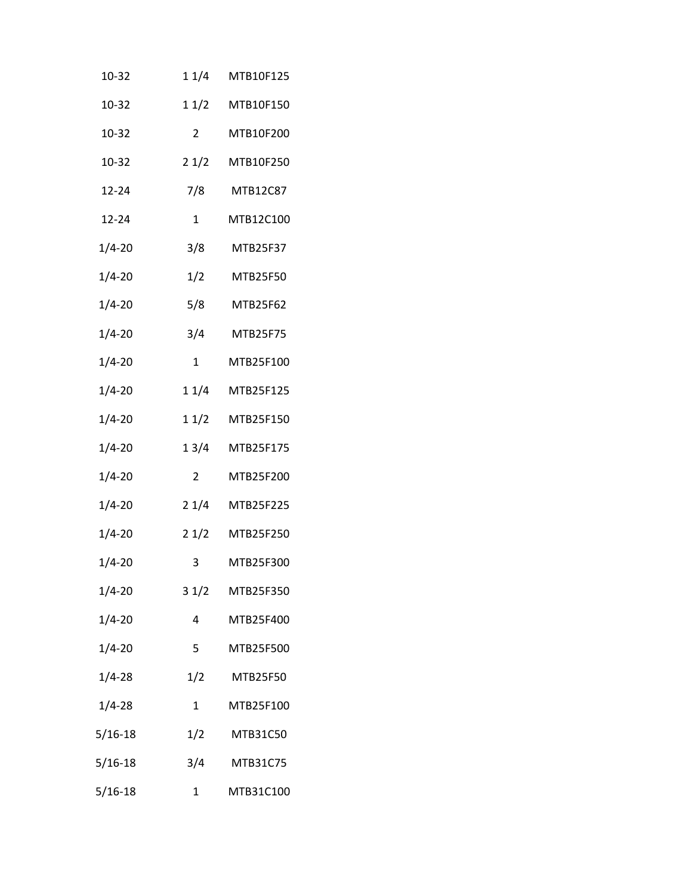| | | |
|---|---|---|
| 10-32 | 1 1/4 | MTB10F125 |
| 10-32 | 1 1/2 | MTB10F150 |
| 10-32 | 2 | MTB10F200 |
| 10-32 | 2 1/2 | MTB10F250 |
| 12-24 | 7/8 | MTB12C87 |
| 12-24 | 1 | MTB12C100 |
| 1/4-20 | 3/8 | MTB25F37 |
| 1/4-20 | 1/2 | MTB25F50 |
| 1/4-20 | 5/8 | MTB25F62 |
| 1/4-20 | 3/4 | MTB25F75 |
| 1/4-20 | 1 | MTB25F100 |
| 1/4-20 | 1 1/4 | MTB25F125 |
| 1/4-20 | 1 1/2 | MTB25F150 |
| 1/4-20 | 1 3/4 | MTB25F175 |
| 1/4-20 | 2 | MTB25F200 |
| 1/4-20 | 2 1/4 | MTB25F225 |
| 1/4-20 | 2 1/2 | MTB25F250 |
| 1/4-20 | 3 | MTB25F300 |
| 1/4-20 | 3 1/2 | MTB25F350 |
| 1/4-20 | 4 | MTB25F400 |
| 1/4-20 | 5 | MTB25F500 |
| 1/4-28 | 1/2 | MTB25F50 |
| 1/4-28 | 1 | MTB25F100 |
| 5/16-18 | 1/2 | MTB31C50 |
| 5/16-18 | 3/4 | MTB31C75 |
| 5/16-18 | 1 | MTB31C100 |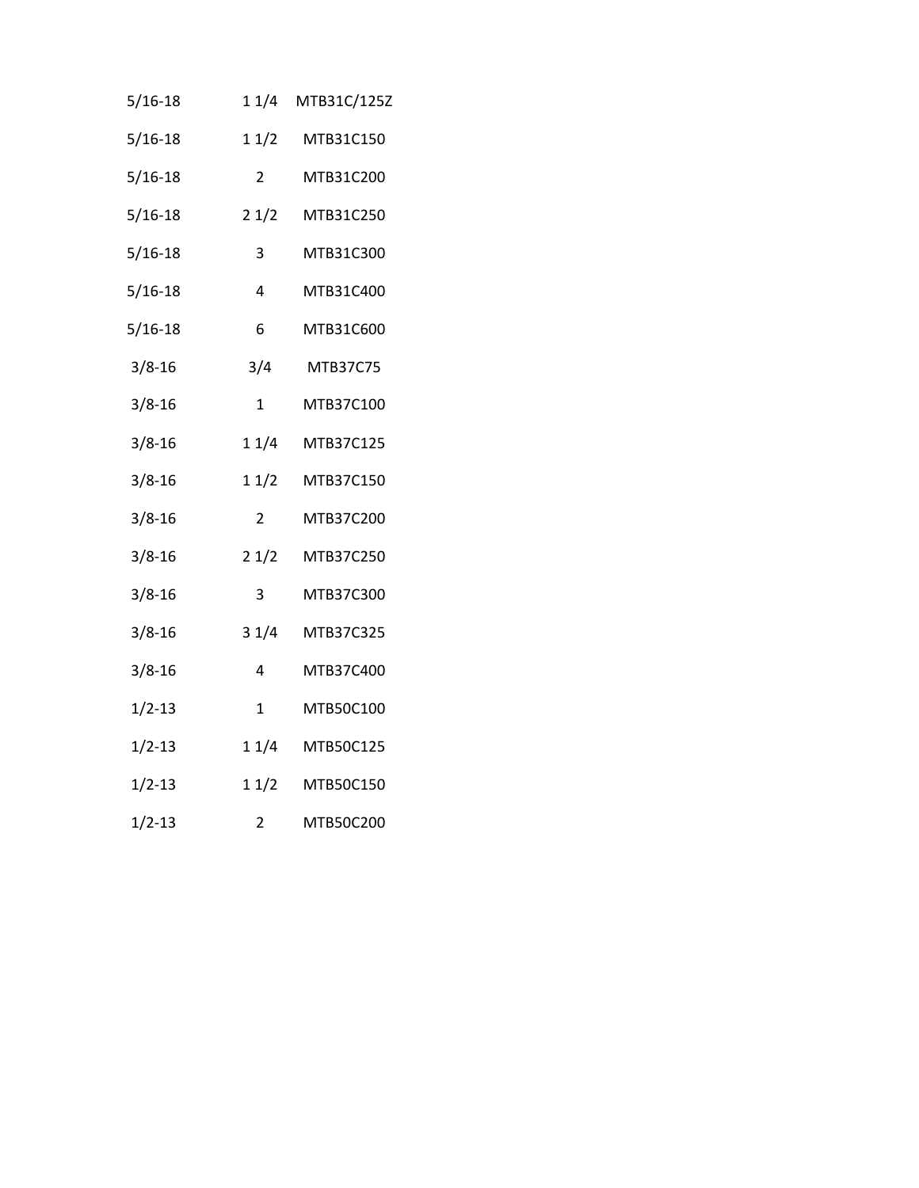| | | |
|---|---|---|
| 5/16-18 | 1 1/4 | MTB31C/125Z |
| 5/16-18 | 1 1/2 | MTB31C150 |
| 5/16-18 | 2 | MTB31C200 |
| 5/16-18 | 2 1/2 | MTB31C250 |
| 5/16-18 | 3 | MTB31C300 |
| 5/16-18 | 4 | MTB31C400 |
| 5/16-18 | 6 | MTB31C600 |
| 3/8-16 | 3/4 | MTB37C75 |
| 3/8-16 | 1 | MTB37C100 |
| 3/8-16 | 1 1/4 | MTB37C125 |
| 3/8-16 | 1 1/2 | MTB37C150 |
| 3/8-16 | 2 | MTB37C200 |
| 3/8-16 | 2 1/2 | MTB37C250 |
| 3/8-16 | 3 | MTB37C300 |
| 3/8-16 | 3 1/4 | MTB37C325 |
| 3/8-16 | 4 | MTB37C400 |
| 1/2-13 | 1 | MTB50C100 |
| 1/2-13 | 1 1/4 | MTB50C125 |
| 1/2-13 | 1 1/2 | MTB50C150 |
| 1/2-13 | 2 | MTB50C200 |